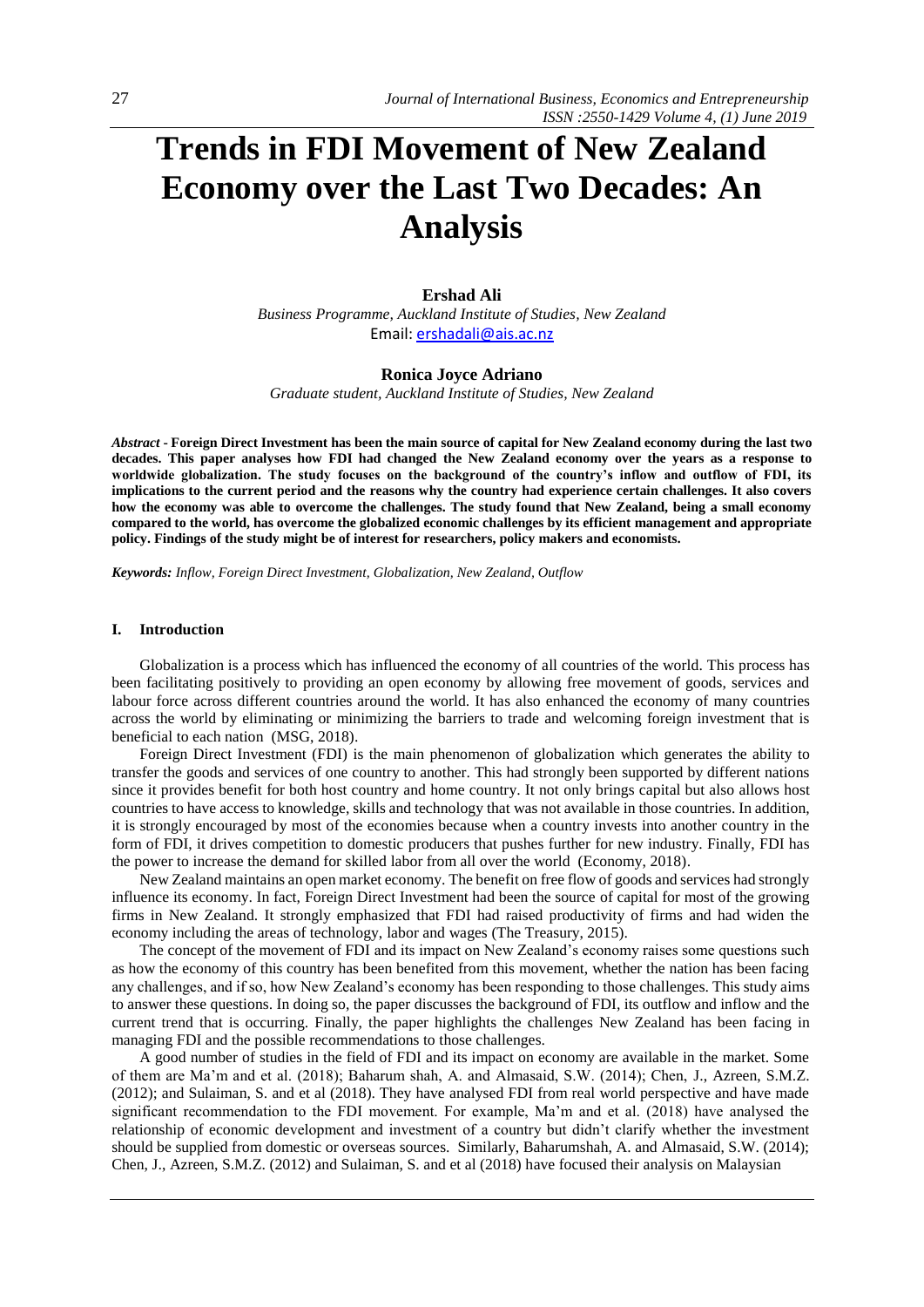# Trends in FDI Movement of New Zealand Economy over the Last Two Decades: An Analysis

**Ershad Ali**

*Business Programme, Auckland Institute of Studies, New Zealand*

Email: ershadali@ais.ac.nz

**Ronica Joyce Adriano**

*Graduate student, Auckland Institute of Studies, New Zealand*

***Abstract*** **- Foreign Direct Investment has been the main source of capital for New Zealand economy during the last two decades. This paper analyses how FDI had changed the New Zealand economy over the years as a response to worldwide globalization. The study focuses on the background of the country's inflow and outflow of FDI, its implications to the current period and the reasons why the country had experience certain challenges. It also covers how the economy was able to overcome the challenges. The study found that New Zealand, being a small economy compared to the world, has overcome the globalized economic challenges by its efficient management and appropriate policy. Findings of the study might be of interest for researchers, policy makers and economists.**

***Keywords:*** *Inflow, Foreign Direct Investment, Globalization, New Zealand, Outflow*

## I. Introduction

Globalization is a process which has influenced the economy of all countries of the world. This process has been facilitating positively to providing an open economy by allowing free movement of goods, services and labour force across different countries around the world. It has also enhanced the economy of many countries across the world by eliminating or minimizing the barriers to trade and welcoming foreign investment that is beneficial to each nation (MSG, 2018).

Foreign Direct Investment (FDI) is the main phenomenon of globalization which generates the ability to transfer the goods and services of one country to another. This had strongly been supported by different nations since it provides benefit for both host country and home country. It not only brings capital but also allows host countries to have access to knowledge, skills and technology that was not available in those countries. In addition, it is strongly encouraged by most of the economies because when a country invests into another country in the form of FDI, it drives competition to domestic producers that pushes further for new industry. Finally, FDI has the power to increase the demand for skilled labor from all over the world (Economy, 2018).

New Zealand maintains an open market economy. The benefit on free flow of goods and services had strongly influence its economy. In fact, Foreign Direct Investment had been the source of capital for most of the growing firms in New Zealand. It strongly emphasized that FDI had raised productivity of firms and had widen the economy including the areas of technology, labor and wages (The Treasury, 2015).

The concept of the movement of FDI and its impact on New Zealand's economy raises some questions such as how the economy of this country has been benefited from this movement, whether the nation has been facing any challenges, and if so, how New Zealand's economy has been responding to those challenges. This study aims to answer these questions. In doing so, the paper discusses the background of FDI, its outflow and inflow and the current trend that is occurring. Finally, the paper highlights the challenges New Zealand has been facing in managing FDI and the possible recommendations to those challenges.

A good number of studies in the field of FDI and its impact on economy are available in the market. Some of them are Ma'm and et al. (2018); Baharum shah, A. and Almasaid, S.W. (2014); Chen, J., Azreen, S.M.Z. (2012); and Sulaiman, S. and et al (2018). They have analysed FDI from real world perspective and have made significant recommendation to the FDI movement. For example, Ma'm and et al. (2018) have analysed the relationship of economic development and investment of a country but didn't clarify whether the investment should be supplied from domestic or overseas sources. Similarly, Baharumshah, A. and Almasaid, S.W. (2014); Chen, J., Azreen, S.M.Z. (2012) and Sulaiman, S. and et al (2018) have focused their analysis on Malaysian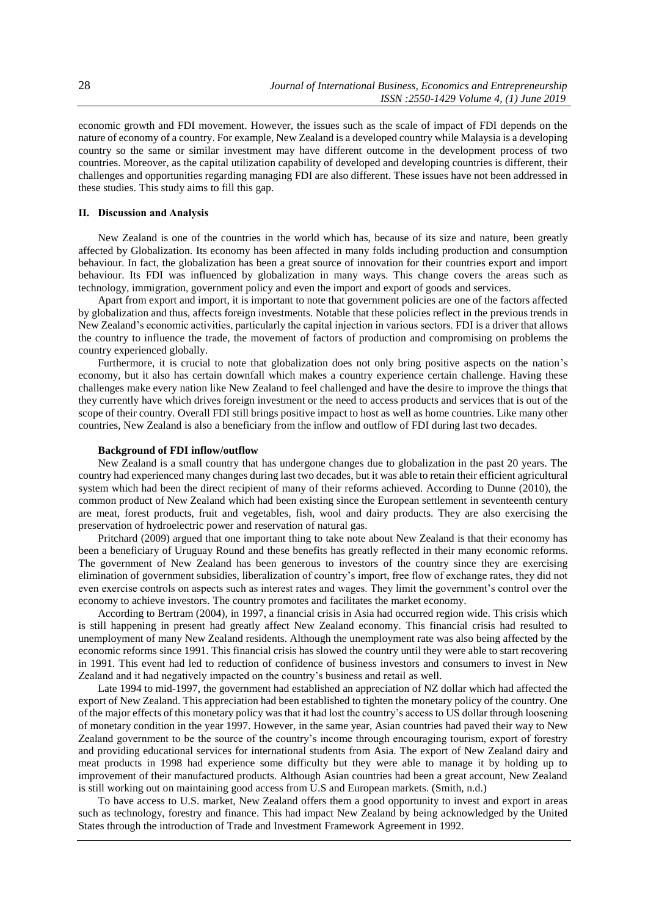economic growth and FDI movement. However, the issues such as the scale of impact of FDI depends on the nature of economy of a country. For example, New Zealand is a developed country while Malaysia is a developing country so the same or similar investment may have different outcome in the development process of two countries. Moreover, as the capital utilization capability of developed and developing countries is different, their challenges and opportunities regarding managing FDI are also different. These issues have not been addressed in these studies. This study aims to fill this gap.

## II. Discussion and Analysis

New Zealand is one of the countries in the world which has, because of its size and nature, been greatly affected by Globalization. Its economy has been affected in many folds including production and consumption behaviour. In fact, the globalization has been a great source of innovation for their countries export and import behaviour. Its FDI was influenced by globalization in many ways. This change covers the areas such as technology, immigration, government policy and even the import and export of goods and services.

Apart from export and import, it is important to note that government policies are one of the factors affected by globalization and thus, affects foreign investments. Notable that these policies reflect in the previous trends in New Zealand's economic activities, particularly the capital injection in various sectors. FDI is a driver that allows the country to influence the trade, the movement of factors of production and compromising on problems the country experienced globally.

Furthermore, it is crucial to note that globalization does not only bring positive aspects on the nation's economy, but it also has certain downfall which makes a country experience certain challenge. Having these challenges make every nation like New Zealand to feel challenged and have the desire to improve the things that they currently have which drives foreign investment or the need to access products and services that is out of the scope of their country. Overall FDI still brings positive impact to host as well as home countries. Like many other countries, New Zealand is also a beneficiary from the inflow and outflow of FDI during last two decades.

### Background of FDI inflow/outflow

New Zealand is a small country that has undergone changes due to globalization in the past 20 years. The country had experienced many changes during last two decades, but it was able to retain their efficient agricultural system which had been the direct recipient of many of their reforms achieved. According to Dunne (2010), the common product of New Zealand which had been existing since the European settlement in seventeenth century are meat, forest products, fruit and vegetables, fish, wool and dairy products. They are also exercising the preservation of hydroelectric power and reservation of natural gas.

Pritchard (2009) argued that one important thing to take note about New Zealand is that their economy has been a beneficiary of Uruguay Round and these benefits has greatly reflected in their many economic reforms. The government of New Zealand has been generous to investors of the country since they are exercising elimination of government subsidies, liberalization of country's import, free flow of exchange rates, they did not even exercise controls on aspects such as interest rates and wages. They limit the government's control over the economy to achieve investors. The country promotes and facilitates the market economy.

According to Bertram (2004), in 1997, a financial crisis in Asia had occurred region wide. This crisis which is still happening in present had greatly affect New Zealand economy. This financial crisis had resulted to unemployment of many New Zealand residents. Although the unemployment rate was also being affected by the economic reforms since 1991. This financial crisis has slowed the country until they were able to start recovering in 1991. This event had led to reduction of confidence of business investors and consumers to invest in New Zealand and it had negatively impacted on the country's business and retail as well.

Late 1994 to mid-1997, the government had established an appreciation of NZ dollar which had affected the export of New Zealand. This appreciation had been established to tighten the monetary policy of the country. One of the major effects of this monetary policy was that it had lost the country's access to US dollar through loosening of monetary condition in the year 1997. However, in the same year, Asian countries had paved their way to New Zealand government to be the source of the country's income through encouraging tourism, export of forestry and providing educational services for international students from Asia. The export of New Zealand dairy and meat products in 1998 had experience some difficulty but they were able to manage it by holding up to improvement of their manufactured products. Although Asian countries had been a great account, New Zealand is still working out on maintaining good access from U.S and European markets. (Smith, n.d.)

To have access to U.S. market, New Zealand offers them a good opportunity to invest and export in areas such as technology, forestry and finance. This had impact New Zealand by being acknowledged by the United States through the introduction of Trade and Investment Framework Agreement in 1992.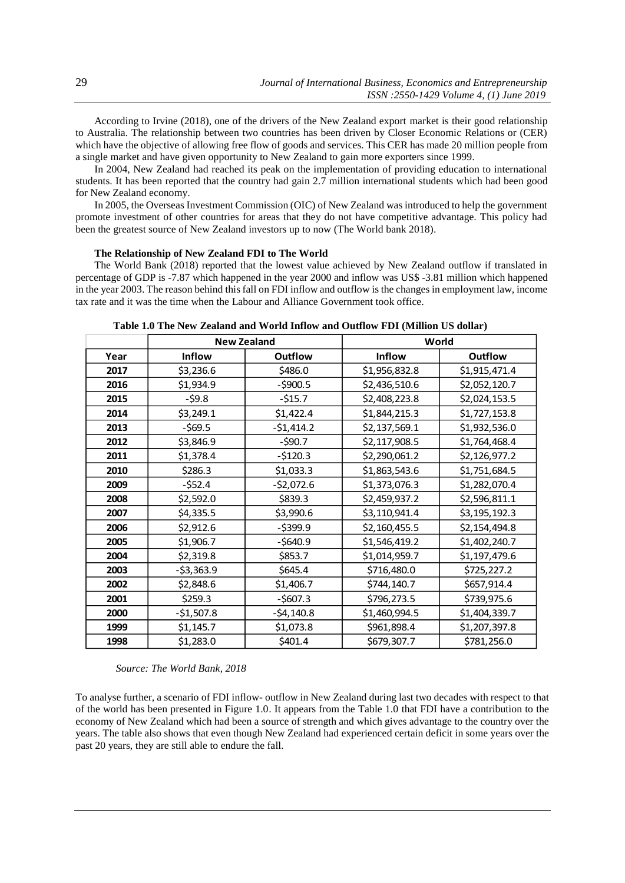According to Irvine (2018), one of the drivers of the New Zealand export market is their good relationship to Australia. The relationship between two countries has been driven by Closer Economic Relations or (CER) which have the objective of allowing free flow of goods and services. This CER has made 20 million people from a single market and have given opportunity to New Zealand to gain more exporters since 1999.

In 2004, New Zealand had reached its peak on the implementation of providing education to international students. It has been reported that the country had gain 2.7 million international students which had been good for New Zealand economy.

In 2005, the Overseas Investment Commission (OIC) of New Zealand was introduced to help the government promote investment of other countries for areas that they do not have competitive advantage. This policy had been the greatest source of New Zealand investors up to now (The World bank 2018).

### The Relationship of New Zealand FDI to The World

The World Bank (2018) reported that the lowest value achieved by New Zealand outflow if translated in percentage of GDP is -7.87 which happened in the year 2000 and inflow was US$ -3.81 million which happened in the year 2003. The reason behind this fall on FDI inflow and outflow is the changes in employment law, income tax rate and it was the time when the Labour and Alliance Government took office.

**Table 1.0 The New Zealand and World Inflow and Outflow FDI (Million US dollar)**

| | New Zealand | | World | |
|---|---|---|---|---|
| **Year** | **Inflow** | **Outflow** | **Inflow** | **Outflow** |
| **2017** | $3,236.6 | $486.0 | $1,956,832.8 | $1,915,471.4 |
| **2016** | $1,934.9 | -$900.5 | $2,436,510.6 | $2,052,120.7 |
| **2015** | -$9.8 | -$15.7 | $2,408,223.8 | $2,024,153.5 |
| **2014** | $3,249.1 | $1,422.4 | $1,844,215.3 | $1,727,153.8 |
| **2013** | -$69.5 | -$1,414.2 | $2,137,569.1 | $1,932,536.0 |
| **2012** | $3,846.9 | -$90.7 | $2,117,908.5 | $1,764,468.4 |
| **2011** | $1,378.4 | -$120.3 | $2,290,061.2 | $2,126,977.2 |
| **2010** | $286.3 | $1,033.3 | $1,863,543.6 | $1,751,684.5 |
| **2009** | -$52.4 | -$2,072.6 | $1,373,076.3 | $1,282,070.4 |
| **2008** | $2,592.0 | $839.3 | $2,459,937.2 | $2,596,811.1 |
| **2007** | $4,335.5 | $3,990.6 | $3,110,941.4 | $3,195,192.3 |
| **2006** | $2,912.6 | -$399.9 | $2,160,455.5 | $2,154,494.8 |
| **2005** | $1,906.7 | -$640.9 | $1,546,419.2 | $1,402,240.7 |
| **2004** | $2,319.8 | $853.7 | $1,014,959.7 | $1,197,479.6 |
| **2003** | -$3,363.9 | $645.4 | $716,480.0 | $725,227.2 |
| **2002** | $2,848.6 | $1,406.7 | $744,140.7 | $657,914.4 |
| **2001** | $259.3 | -$607.3 | $796,273.5 | $739,975.6 |
| **2000** | -$1,507.8 | -$4,140.8 | $1,460,994.5 | $1,404,339.7 |
| **1999** | $1,145.7 | $1,073.8 | $961,898.4 | $1,207,397.8 |
| **1998** | $1,283.0 | $401.4 | $679,307.7 | $781,256.0 |

*Source: The World Bank, 2018*

To analyse further, a scenario of FDI inflow- outflow in New Zealand during last two decades with respect to that of the world has been presented in Figure 1.0. It appears from the Table 1.0 that FDI have a contribution to the economy of New Zealand which had been a source of strength and which gives advantage to the country over the years. The table also shows that even though New Zealand had experienced certain deficit in some years over the past 20 years, they are still able to endure the fall.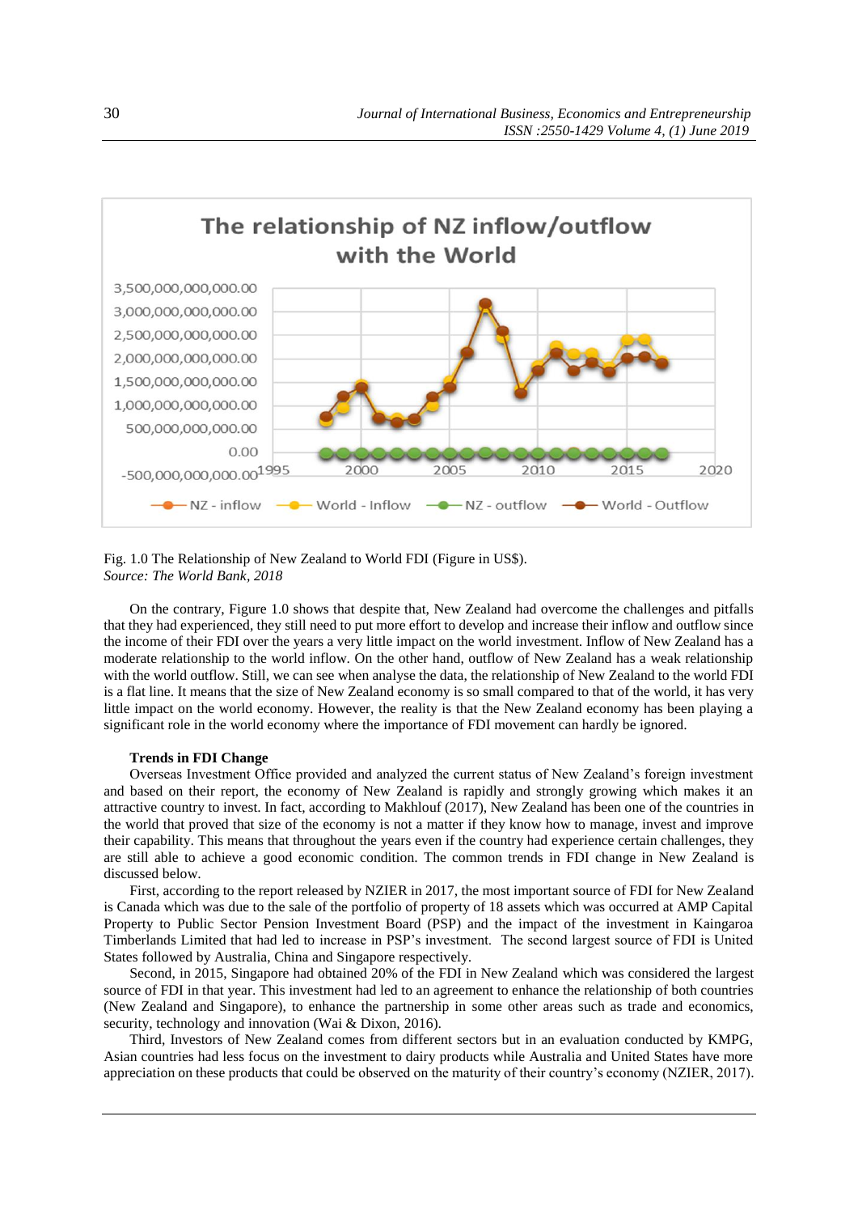The relationship of NZ inflow/outflow with the World

3,500,000,000,000.00
3,000,000,000,000.00
2,500,000,000,000.00
2,000,000,000,000.00
1,500,000,000,000.00
1,000,000,000,000.00
500,000,000,000.00
0.00
-500,000,000,000.00

1995 2000 2005 2010 2015 2020

NZ - inflow, World - Inflow, NZ - outflow, World - Outflow

Fig. 1.0 The Relationship of New Zealand to World FDI (Figure in US$).
*Source: The World Bank, 2018*

On the contrary, Figure 1.0 shows that despite that, New Zealand had overcome the challenges and pitfalls that they had experienced, they still need to put more effort to develop and increase their inflow and outflow since the income of their FDI over the years a very little impact on the world investment. Inflow of New Zealand has a moderate relationship to the world inflow. On the other hand, outflow of New Zealand has a weak relationship with the world outflow. Still, we can see when analyse the data, the relationship of New Zealand to the world FDI is a flat line. It means that the size of New Zealand economy is so small compared to that of the world, it has very little impact on the world economy. However, the reality is that the New Zealand economy has been playing a significant role in the world economy where the importance of FDI movement can hardly be ignored.

**Trends in FDI Change**

Overseas Investment Office provided and analyzed the current status of New Zealand's foreign investment and based on their report, the economy of New Zealand is rapidly and strongly growing which makes it an attractive country to invest. In fact, according to Makhlouf (2017), New Zealand has been one of the countries in the world that proved that size of the economy is not a matter if they know how to manage, invest and improve their capability. This means that throughout the years even if the country had experience certain challenges, they are still able to achieve a good economic condition. The common trends in FDI change in New Zealand is discussed below.

First, according to the report released by NZIER in 2017, the most important source of FDI for New Zealand is Canada which was due to the sale of the portfolio of property of 18 assets which was occurred at AMP Capital Property to Public Sector Pension Investment Board (PSP) and the impact of the investment in Kaingaroa Timberlands Limited that had led to increase in PSP's investment. The second largest source of FDI is United States followed by Australia, China and Singapore respectively.

Second, in 2015, Singapore had obtained 20% of the FDI in New Zealand which was considered the largest source of FDI in that year. This investment had led to an agreement to enhance the relationship of both countries (New Zealand and Singapore), to enhance the partnership in some other areas such as trade and economics, security, technology and innovation (Wai & Dixon, 2016).

Third, Investors of New Zealand comes from different sectors but in an evaluation conducted by KMPG, Asian countries had less focus on the investment to dairy products while Australia and United States have more appreciation on these products that could be observed on the maturity of their country's economy (NZIER, 2017).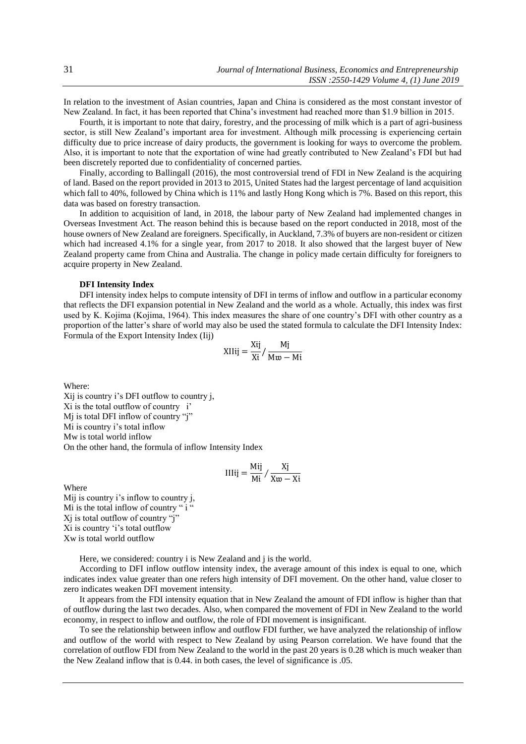In relation to the investment of Asian countries, Japan and China is considered as the most constant investor of New Zealand. In fact, it has been reported that China's investment had reached more than $1.9 billion in 2015.

Fourth, it is important to note that dairy, forestry, and the processing of milk which is a part of agri-business sector, is still New Zealand's important area for investment. Although milk processing is experiencing certain difficulty due to price increase of dairy products, the government is looking for ways to overcome the problem. Also, it is important to note that the exportation of wine had greatly contributed to New Zealand's FDI but had been discretely reported due to confidentiality of concerned parties.

Finally, according to Ballingall (2016), the most controversial trend of FDI in New Zealand is the acquiring of land. Based on the report provided in 2013 to 2015, United States had the largest percentage of land acquisition which fall to 40%, followed by China which is 11% and lastly Hong Kong which is 7%. Based on this report, this data was based on forestry transaction.

In addition to acquisition of land, in 2018, the labour party of New Zealand had implemented changes in Overseas Investment Act. The reason behind this is because based on the report conducted in 2018, most of the house owners of New Zealand are foreigners. Specifically, in Auckland, 7.3% of buyers are non-resident or citizen which had increased 4.1% for a single year, from 2017 to 2018. It also showed that the largest buyer of New Zealand property came from China and Australia. The change in policy made certain difficulty for foreigners to acquire property in New Zealand.

**DFI Intensity Index**

DFI intensity index helps to compute intensity of DFI in terms of inflow and outflow in a particular economy that reflects the DFI expansion potential in New Zealand and the world as a whole. Actually, this index was first used by K. Kojima (Kojima, 1964). This index measures the share of one country's DFI with other country as a proportion of the latter's share of world may also be used the stated formula to calculate the DFI Intensity Index: Formula of the Export Intensity Index (Iij)

$$XIIij = \frac{Xij}{Xi} \Big/ \frac{Mj}{Mw - Mi}$$

Where:
Xij is country i's DFI outflow to country j,
Xi is the total outflow of country i'
Mj is total DFI inflow of country "j"
Mi is country i's total inflow
Mw is total world inflow
On the other hand, the formula of inflow Intensity Index

$$IIIij = \frac{Mij}{Mi} \Big/ \frac{Xj}{Xw - Xi}$$

Where
Mij is country i's inflow to country j,
Mi is the total inflow of country " i "
Xj is total outflow of country "j"
Xi is country 'i's total outflow
Xw is total world outflow

Here, we considered: country i is New Zealand and j is the world.

According to DFI inflow outflow intensity index, the average amount of this index is equal to one, which indicates index value greater than one refers high intensity of DFI movement. On the other hand, value closer to zero indicates weaken DFI movement intensity.

It appears from the FDI intensity equation that in New Zealand the amount of FDI inflow is higher than that of outflow during the last two decades. Also, when compared the movement of FDI in New Zealand to the world economy, in respect to inflow and outflow, the role of FDI movement is insignificant.

To see the relationship between inflow and outflow FDI further, we have analyzed the relationship of inflow and outflow of the world with respect to New Zealand by using Pearson correlation. We have found that the correlation of outflow FDI from New Zealand to the world in the past 20 years is 0.28 which is much weaker than the New Zealand inflow that is 0.44. in both cases, the level of significance is .05.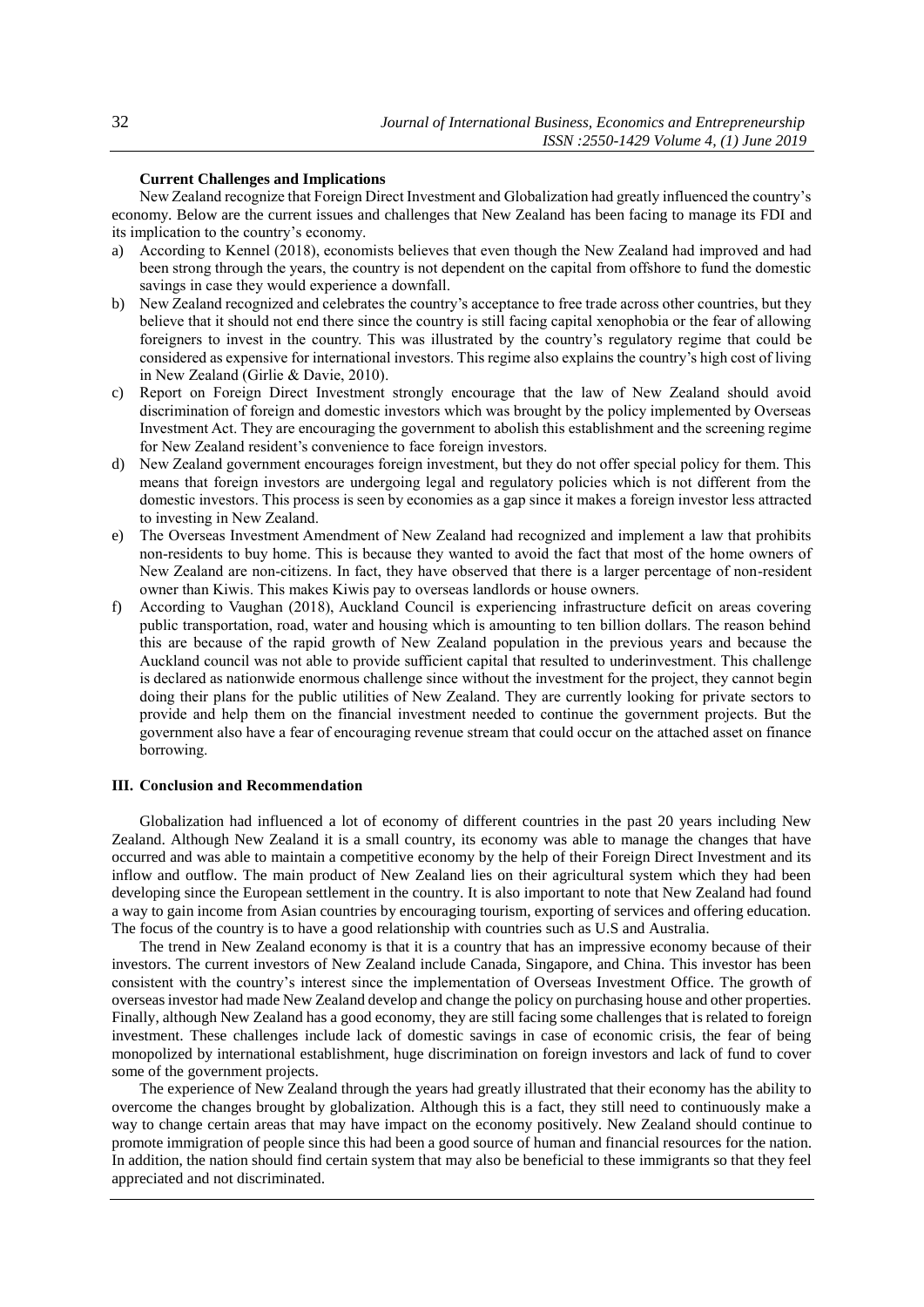**Current Challenges and Implications**

New Zealand recognize that Foreign Direct Investment and Globalization had greatly influenced the country's economy. Below are the current issues and challenges that New Zealand has been facing to manage its FDI and its implication to the country's economy.

a) According to Kennel (2018), economists believes that even though the New Zealand had improved and had been strong through the years, the country is not dependent on the capital from offshore to fund the domestic savings in case they would experience a downfall.

b) New Zealand recognized and celebrates the country's acceptance to free trade across other countries, but they believe that it should not end there since the country is still facing capital xenophobia or the fear of allowing foreigners to invest in the country. This was illustrated by the country's regulatory regime that could be considered as expensive for international investors. This regime also explains the country's high cost of living in New Zealand (Girlie & Davie, 2010).

c) Report on Foreign Direct Investment strongly encourage that the law of New Zealand should avoid discrimination of foreign and domestic investors which was brought by the policy implemented by Overseas Investment Act. They are encouraging the government to abolish this establishment and the screening regime for New Zealand resident's convenience to face foreign investors.

d) New Zealand government encourages foreign investment, but they do not offer special policy for them. This means that foreign investors are undergoing legal and regulatory policies which is not different from the domestic investors. This process is seen by economies as a gap since it makes a foreign investor less attracted to investing in New Zealand.

e) The Overseas Investment Amendment of New Zealand had recognized and implement a law that prohibits non-residents to buy home. This is because they wanted to avoid the fact that most of the home owners of New Zealand are non-citizens. In fact, they have observed that there is a larger percentage of non-resident owner than Kiwis. This makes Kiwis pay to overseas landlords or house owners.

f) According to Vaughan (2018), Auckland Council is experiencing infrastructure deficit on areas covering public transportation, road, water and housing which is amounting to ten billion dollars. The reason behind this are because of the rapid growth of New Zealand population in the previous years and because the Auckland council was not able to provide sufficient capital that resulted to underinvestment. This challenge is declared as nationwide enormous challenge since without the investment for the project, they cannot begin doing their plans for the public utilities of New Zealand. They are currently looking for private sectors to provide and help them on the financial investment needed to continue the government projects. But the government also have a fear of encouraging revenue stream that could occur on the attached asset on finance borrowing.

## III. Conclusion and Recommendation

Globalization had influenced a lot of economy of different countries in the past 20 years including New Zealand. Although New Zealand it is a small country, its economy was able to manage the changes that have occurred and was able to maintain a competitive economy by the help of their Foreign Direct Investment and its inflow and outflow. The main product of New Zealand lies on their agricultural system which they had been developing since the European settlement in the country. It is also important to note that New Zealand had found a way to gain income from Asian countries by encouraging tourism, exporting of services and offering education. The focus of the country is to have a good relationship with countries such as U.S and Australia.

The trend in New Zealand economy is that it is a country that has an impressive economy because of their investors. The current investors of New Zealand include Canada, Singapore, and China. This investor has been consistent with the country's interest since the implementation of Overseas Investment Office. The growth of overseas investor had made New Zealand develop and change the policy on purchasing house and other properties. Finally, although New Zealand has a good economy, they are still facing some challenges that is related to foreign investment. These challenges include lack of domestic savings in case of economic crisis, the fear of being monopolized by international establishment, huge discrimination on foreign investors and lack of fund to cover some of the government projects.

The experience of New Zealand through the years had greatly illustrated that their economy has the ability to overcome the changes brought by globalization. Although this is a fact, they still need to continuously make a way to change certain areas that may have impact on the economy positively. New Zealand should continue to promote immigration of people since this had been a good source of human and financial resources for the nation. In addition, the nation should find certain system that may also be beneficial to these immigrants so that they feel appreciated and not discriminated.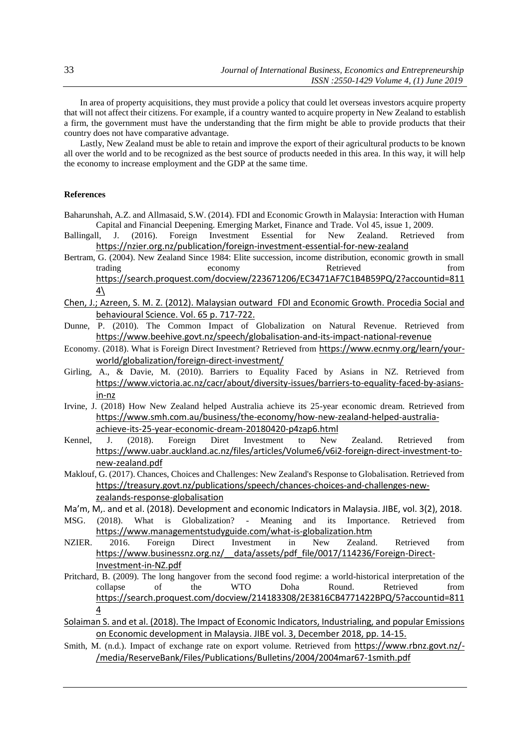In area of property acquisitions, they must provide a policy that could let overseas investors acquire property that will not affect their citizens. For example, if a country wanted to acquire property in New Zealand to establish a firm, the government must have the understanding that the firm might be able to provide products that their country does not have comparative advantage.

Lastly, New Zealand must be able to retain and improve the export of their agricultural products to be known all over the world and to be recognized as the best source of products needed in this area. In this way, it will help the economy to increase employment and the GDP at the same time.

**References**

Baharunshah, A.Z. and Allmasaid, S.W. (2014). FDI and Economic Growth in Malaysia: Interaction with Human Capital and Financial Deepening. Emerging Market, Finance and Trade. Vol 45, issue 1, 2009.

Ballingall, J. (2016). Foreign Investment Essential for New Zealand. Retrieved from https://nzier.org.nz/publication/foreign-investment-essential-for-new-zealand

Bertram, G. (2004). New Zealand Since 1984: Elite succession, income distribution, economic growth in small trading economy Retrieved from https://search.proquest.com/docview/223671206/EC3471AF7C1B4B59PQ/2?accountid=8114\

Chen, J.; Azreen, S. M. Z. (2012). Malaysian outward FDI and Economic Growth. Procedia Social and behavioural Science. Vol. 65 p. 717-722.

Dunne, P. (2010). The Common Impact of Globalization on Natural Revenue. Retrieved from https://www.beehive.govt.nz/speech/globalisation-and-its-impact-national-revenue

Economy. (2018). What is Foreign Direct Investment? Retrieved from https://www.ecnmy.org/learn/your-world/globalization/foreign-direct-investment/

Girling, A., & Davie, M. (2010). Barriers to Equality Faced by Asians in NZ. Retrieved from https://www.victoria.ac.nz/cacr/about/diversity-issues/barriers-to-equality-faced-by-asians-in-nz

Irvine, J. (2018) How New Zealand helped Australia achieve its 25-year economic dream. Retrieved from https://www.smh.com.au/business/the-economy/how-new-zealand-helped-australia-achieve-its-25-year-economic-dream-20180420-p4zap6.html

Kennel, J. (2018). Foreign Diret Investment to New Zealand. Retrieved from https://www.uabr.auckland.ac.nz/files/articles/Volume6/v6i2-foreign-direct-investment-to-new-zealand.pdf

Maklouf, G. (2017). Chances, Choices and Challenges: New Zealand's Response to Globalisation. Retrieved from https://treasury.govt.nz/publications/speech/chances-choices-and-challenges-new-zealands-response-globalisation

Ma'm, M,. and et al. (2018). Development and economic Indicators in Malaysia. JIBE, vol. 3(2), 2018.

MSG. (2018). What is Globalization? - Meaning and its Importance. Retrieved from https://www.managementstudyguide.com/what-is-globalization.htm

NZIER. 2016. Foreign Direct Investment in New Zealand. Retrieved from https://www.businessnz.org.nz/__data/assets/pdf_file/0017/114236/Foreign-Direct-Investment-in-NZ.pdf

Pritchard, B. (2009). The long hangover from the second food regime: a world-historical interpretation of the collapse of the WTO Doha Round. Retrieved from https://search.proquest.com/docview/214183308/2E3816CB4771422BPQ/5?accountid=8114

Solaiman S. and et al. (2018). The Impact of Economic Indicators, Industrialing, and popular Emissions on Economic development in Malaysia. JIBE vol. 3, December 2018, pp. 14-15.

Smith, M. (n.d.). Impact of exchange rate on export volume. Retrieved from https://www.rbnz.govt.nz/-/media/ReserveBank/Files/Publications/Bulletins/2004/2004mar67-1smith.pdf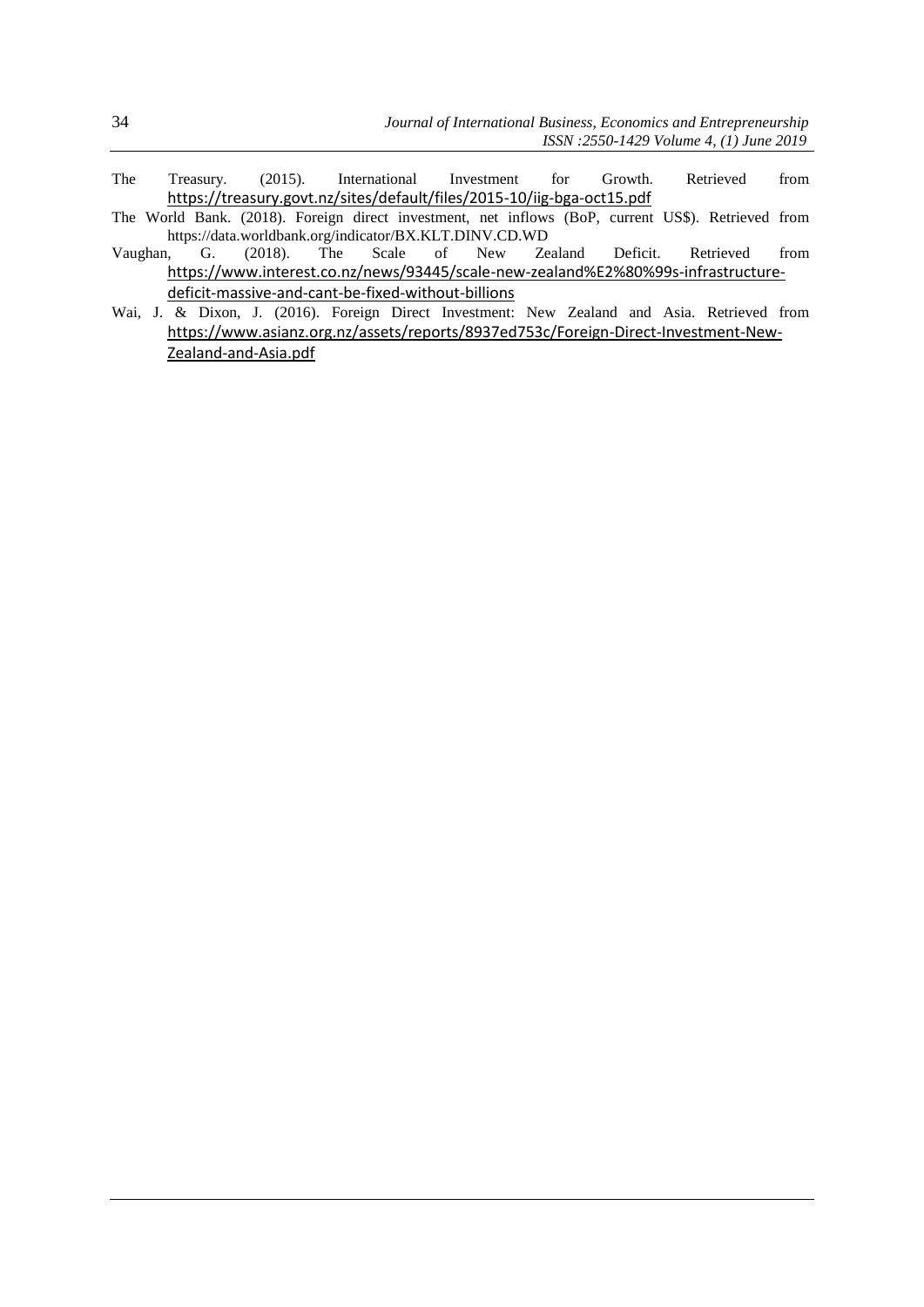The Treasury. (2015). International Investment for Growth. Retrieved from https://treasury.govt.nz/sites/default/files/2015-10/iig-bga-oct15.pdf

The World Bank. (2018). Foreign direct investment, net inflows (BoP, current US$). Retrieved from https://data.worldbank.org/indicator/BX.KLT.DINV.CD.WD

Vaughan, G. (2018). The Scale of New Zealand Deficit. Retrieved from https://www.interest.co.nz/news/93445/scale-new-zealand%E2%80%99s-infrastructure-deficit-massive-and-cant-be-fixed-without-billions

Wai, J. & Dixon, J. (2016). Foreign Direct Investment: New Zealand and Asia. Retrieved from https://www.asianz.org.nz/assets/reports/8937ed753c/Foreign-Direct-Investment-New-Zealand-and-Asia.pdf